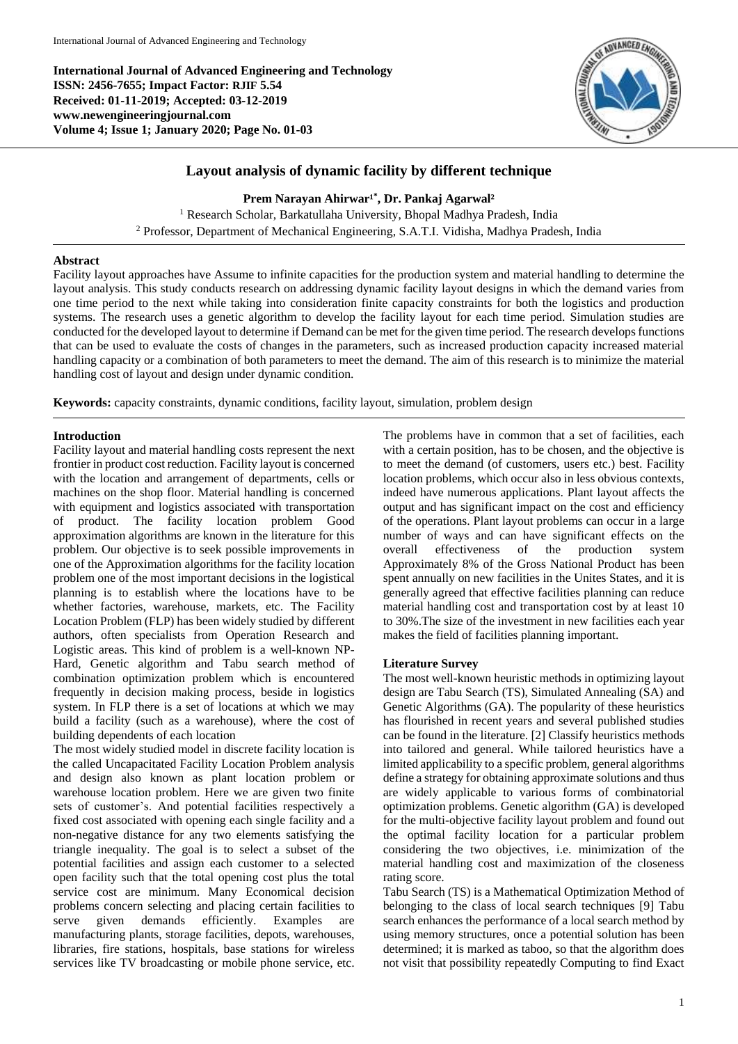**International Journal of Advanced Engineering and Technology**
**ISSN: 2456-7655; Impact Factor: RJIF 5.54**
**Received: 01-11-2019; Accepted: 03-12-2019**
**www.newengineeringjournal.com**
**Volume 4; Issue 1; January 2020; Page No. 01-03**

# Layout analysis of dynamic facility by different technique

**Prem Narayan Ahirwar[1*], Dr. Pankaj Agarwal[2]**

[1] Research Scholar, Barkatullaha University, Bhopal Madhya Pradesh, India
[2] Professor, Department of Mechanical Engineering, S.A.T.I. Vidisha, Madhya Pradesh, India

**Abstract**

Facility layout approaches have Assume to infinite capacities for the production system and material handling to determine the layout analysis. This study conducts research on addressing dynamic facility layout designs in which the demand varies from one time period to the next while taking into consideration finite capacity constraints for both the logistics and production systems. The research uses a genetic algorithm to develop the facility layout for each time period. Simulation studies are conducted for the developed layout to determine if Demand can be met for the given time period. The research develops functions that can be used to evaluate the costs of changes in the parameters, such as increased production capacity increased material handling capacity or a combination of both parameters to meet the demand. The aim of this research is to minimize the material handling cost of layout and design under dynamic condition.

**Keywords:** capacity constraints, dynamic conditions, facility layout, simulation, problem design

## Introduction

Facility layout and material handling costs represent the next frontier in product cost reduction. Facility layout is concerned with the location and arrangement of departments, cells or machines on the shop floor. Material handling is concerned with equipment and logistics associated with transportation of product. The facility location problem Good approximation algorithms are known in the literature for this problem. Our objective is to seek possible improvements in one of the Approximation algorithms for the facility location problem one of the most important decisions in the logistical planning is to establish where the locations have to be whether factories, warehouse, markets, etc. The Facility Location Problem (FLP) has been widely studied by different authors, often specialists from Operation Research and Logistic areas. This kind of problem is a well-known NP-Hard, Genetic algorithm and Tabu search method of combination optimization problem which is encountered frequently in decision making process, beside in logistics system. In FLP there is a set of locations at which we may build a facility (such as a warehouse), where the cost of building dependents of each location

The most widely studied model in discrete facility location is the called Uncapacitated Facility Location Problem analysis and design also known as plant location problem or warehouse location problem. Here we are given two finite sets of customer's. And potential facilities respectively a fixed cost associated with opening each single facility and a non-negative distance for any two elements satisfying the triangle inequality. The goal is to select a subset of the potential facilities and assign each customer to a selected open facility such that the total opening cost plus the total service cost are minimum. Many Economical decision problems concern selecting and placing certain facilities to serve given demands efficiently. Examples are manufacturing plants, storage facilities, depots, warehouses, libraries, fire stations, hospitals, base stations for wireless services like TV broadcasting or mobile phone service, etc. The problems have in common that a set of facilities, each with a certain position, has to be chosen, and the objective is to meet the demand (of customers, users etc.) best. Facility location problems, which occur also in less obvious contexts, indeed have numerous applications. Plant layout affects the output and has significant impact on the cost and efficiency of the operations. Plant layout problems can occur in a large number of ways and can have significant effects on the overall effectiveness of the production system Approximately 8% of the Gross National Product has been spent annually on new facilities in the Unites States, and it is generally agreed that effective facilities planning can reduce material handling cost and transportation cost by at least 10 to 30%.The size of the investment in new facilities each year makes the field of facilities planning important.

## Literature Survey

The most well-known heuristic methods in optimizing layout design are Tabu Search (TS), Simulated Annealing (SA) and Genetic Algorithms (GA). The popularity of these heuristics has flourished in recent years and several published studies can be found in the literature. [2] Classify heuristics methods into tailored and general. While tailored heuristics have a limited applicability to a specific problem, general algorithms define a strategy for obtaining approximate solutions and thus are widely applicable to various forms of combinatorial optimization problems. Genetic algorithm (GA) is developed for the multi-objective facility layout problem and found out the optimal facility location for a particular problem considering the two objectives, i.e. minimization of the material handling cost and maximization of the closeness rating score.

Tabu Search (TS) is a Mathematical Optimization Method of belonging to the class of local search techniques [9] Tabu search enhances the performance of a local search method by using memory structures, once a potential solution has been determined; it is marked as taboo, so that the algorithm does not visit that possibility repeatedly Computing to find Exact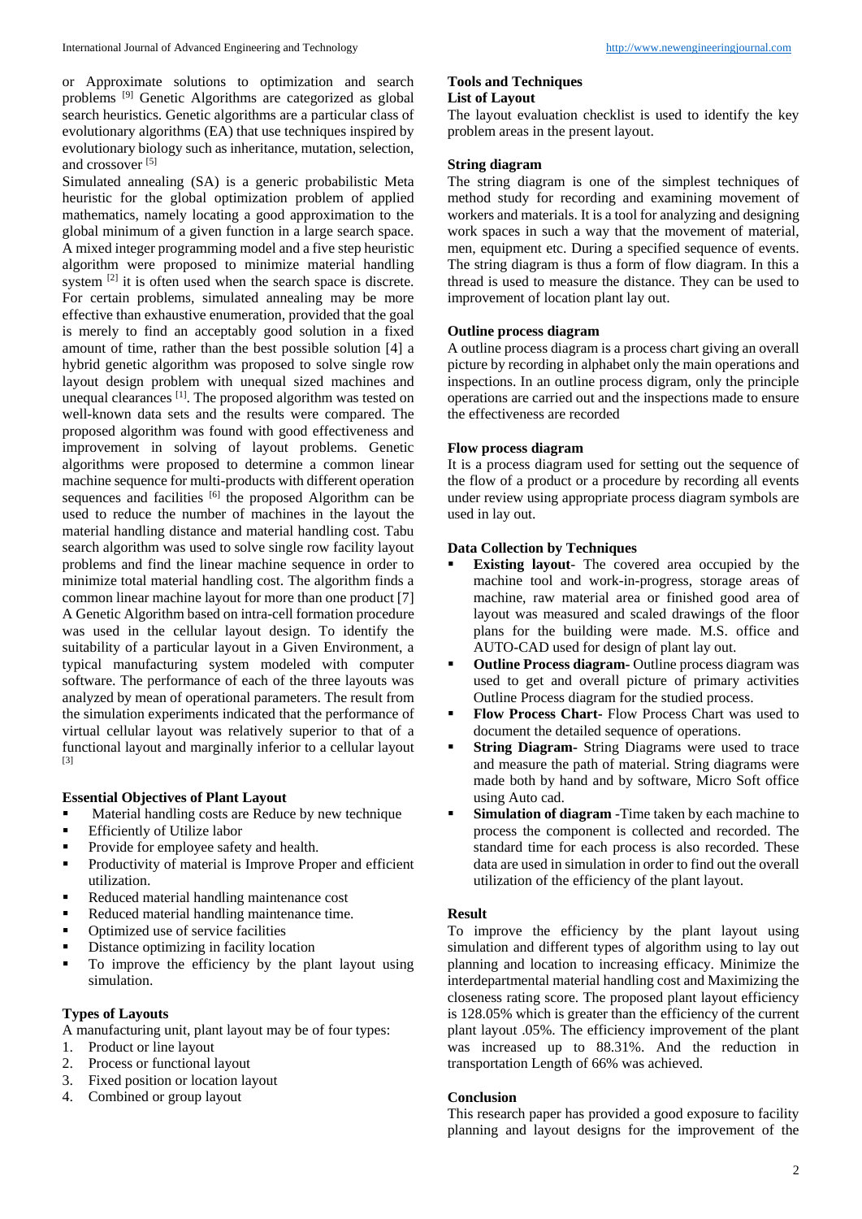or Approximate solutions to optimization and search problems [9] Genetic Algorithms are categorized as global search heuristics. Genetic algorithms are a particular class of evolutionary algorithms (EA) that use techniques inspired by evolutionary biology such as inheritance, mutation, selection, and crossover [5]

Simulated annealing (SA) is a generic probabilistic Meta heuristic for the global optimization problem of applied mathematics, namely locating a good approximation to the global minimum of a given function in a large search space. A mixed integer programming model and a five step heuristic algorithm were proposed to minimize material handling system [2] it is often used when the search space is discrete. For certain problems, simulated annealing may be more effective than exhaustive enumeration, provided that the goal is merely to find an acceptably good solution in a fixed amount of time, rather than the best possible solution [4] a hybrid genetic algorithm was proposed to solve single row layout design problem with unequal sized machines and unequal clearances [1]. The proposed algorithm was tested on well-known data sets and the results were compared. The proposed algorithm was found with good effectiveness and improvement in solving of layout problems. Genetic algorithms were proposed to determine a common linear machine sequence for multi-products with different operation sequences and facilities [6] the proposed Algorithm can be used to reduce the number of machines in the layout the material handling distance and material handling cost. Tabu search algorithm was used to solve single row facility layout problems and find the linear machine sequence in order to minimize total material handling cost. The algorithm finds a common linear machine layout for more than one product [7] A Genetic Algorithm based on intra-cell formation procedure was used in the cellular layout design. To identify the suitability of a particular layout in a Given Environment, a typical manufacturing system modeled with computer software. The performance of each of the three layouts was analyzed by mean of operational parameters. The result from the simulation experiments indicated that the performance of virtual cellular layout was relatively superior to that of a functional layout and marginally inferior to a cellular layout [3]

**Essential Objectives of Plant Layout**

- Material handling costs are Reduce by new technique
- Efficiently of Utilize labor
- Provide for employee safety and health.
- Productivity of material is Improve Proper and efficient utilization.
- Reduced material handling maintenance cost
- Reduced material handling maintenance time.
- Optimized use of service facilities
- Distance optimizing in facility location
- To improve the efficiency by the plant layout using simulation.

**Types of Layouts**

A manufacturing unit, plant layout may be of four types:

1. Product or line layout
2. Process or functional layout
3. Fixed position or location layout
4. Combined or group layout

**Tools and Techniques**

**List of Layout**

The layout evaluation checklist is used to identify the key problem areas in the present layout.

**String diagram**

The string diagram is one of the simplest techniques of method study for recording and examining movement of workers and materials. It is a tool for analyzing and designing work spaces in such a way that the movement of material, men, equipment etc. During a specified sequence of events. The string diagram is thus a form of flow diagram. In this a thread is used to measure the distance. They can be used to improvement of location plant lay out.

**Outline process diagram**

A outline process diagram is a process chart giving an overall picture by recording in alphabet only the main operations and inspections. In an outline process digram, only the principle operations are carried out and the inspections made to ensure the effectiveness are recorded

**Flow process diagram**

It is a process diagram used for setting out the sequence of the flow of a product or a procedure by recording all events under review using appropriate process diagram symbols are used in lay out.

**Data Collection by Techniques**

- **Existing layout**- The covered area occupied by the machine tool and work-in-progress, storage areas of machine, raw material area or finished good area of layout was measured and scaled drawings of the floor plans for the building were made. M.S. office and AUTO-CAD used for design of plant lay out.
- **Outline Process diagram-** Outline process diagram was used to get and overall picture of primary activities Outline Process diagram for the studied process.
- **Flow Process Chart-** Flow Process Chart was used to document the detailed sequence of operations.
- **String Diagram**- String Diagrams were used to trace and measure the path of material. String diagrams were made both by hand and by software, Micro Soft office using Auto cad.
- **Simulation of diagram** -Time taken by each machine to process the component is collected and recorded. The standard time for each process is also recorded. These data are used in simulation in order to find out the overall utilization of the efficiency of the plant layout.

**Result**

To improve the efficiency by the plant layout using simulation and different types of algorithm using to lay out planning and location to increasing efficacy. Minimize the interdepartmental material handling cost and Maximizing the closeness rating score. The proposed plant layout efficiency is 128.05% which is greater than the efficiency of the current plant layout .05%. The efficiency improvement of the plant was increased up to 88.31%. And the reduction in transportation Length of 66% was achieved.

**Conclusion**

This research paper has provided a good exposure to facility planning and layout designs for the improvement of the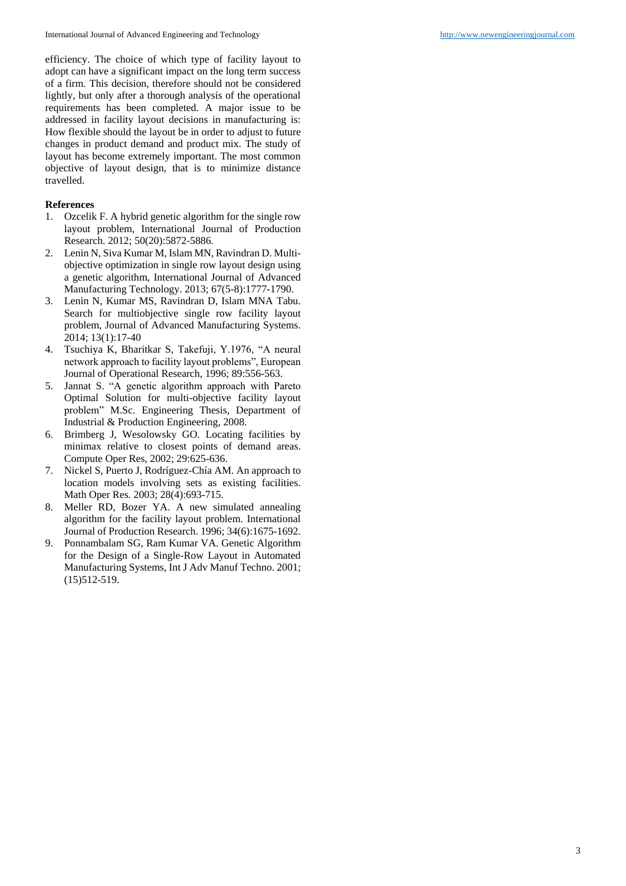efficiency. The choice of which type of facility layout to adopt can have a significant impact on the long term success of a firm. This decision, therefore should not be considered lightly, but only after a thorough analysis of the operational requirements has been completed. A major issue to be addressed in facility layout decisions in manufacturing is: How flexible should the layout be in order to adjust to future changes in product demand and product mix. The study of layout has become extremely important. The most common objective of layout design, that is to minimize distance travelled.

**References**

1. Ozcelik F. A hybrid genetic algorithm for the single row layout problem, International Journal of Production Research. 2012; 50(20):5872-5886.
2. Lenin N, Siva Kumar M, Islam MN, Ravindran D. Multi-objective optimization in single row layout design using a genetic algorithm, International Journal of Advanced Manufacturing Technology. 2013; 67(5-8):1777-1790.
3. Lenin N, Kumar MS, Ravindran D, Islam MNA Tabu. Search for multiobjective single row facility layout problem, Journal of Advanced Manufacturing Systems. 2014; 13(1):17-40
4. Tsuchiya K, Bharitkar S, Takefuji, Y.1976, "A neural network approach to facility layout problems", European Journal of Operational Research, 1996; 89:556-563.
5. Jannat S. "A genetic algorithm approach with Pareto Optimal Solution for multi-objective facility layout problem" M.Sc. Engineering Thesis, Department of Industrial & Production Engineering, 2008.
6. Brimberg J, Wesolowsky GO. Locating facilities by minimax relative to closest points of demand areas. Compute Oper Res, 2002; 29:625-636.
7. Nickel S, Puerto J, Rodríguez-Chía AM. An approach to location models involving sets as existing facilities. Math Oper Res. 2003; 28(4):693-715.
8. Meller RD, Bozer YA. A new simulated annealing algorithm for the facility layout problem. International Journal of Production Research. 1996; 34(6):1675-1692.
9. Ponnambalam SG, Ram Kumar VA. Genetic Algorithm for the Design of a Single-Row Layout in Automated Manufacturing Systems, Int J Adv Manuf Techno. 2001; (15)512-519.